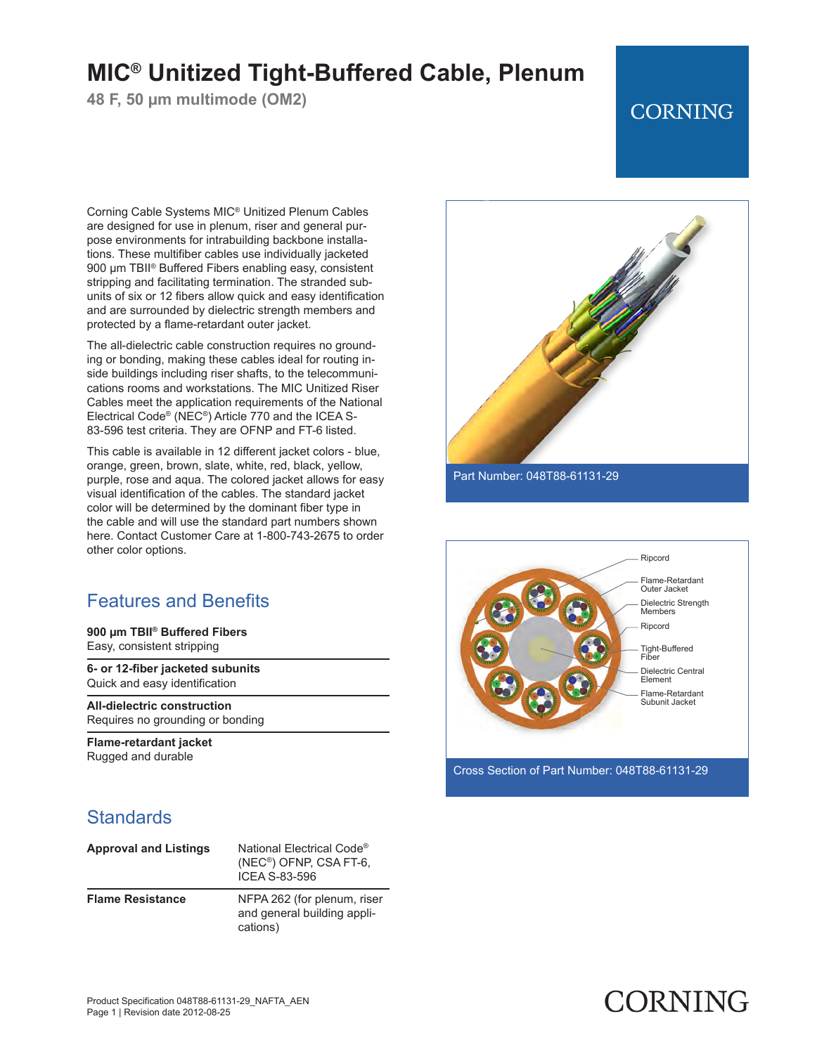# MIC® Unitized Tight-Buffered Cable, Plenum

**48 F, 50 µm multimode (OM2)**

Corning Cable Systems MIC® Unitized Plenum Cables are designed for use in plenum, riser and general purpose environments for intrabuilding backbone installations. These multifiber cables use individually jacketed 900 µm TBII® Buffered Fibers enabling easy, consistent stripping and facilitating termination. The stranded subunits of six or 12 fibers allow quick and easy identification and are surrounded by dielectric strength members and protected by a flame-retardant outer jacket.

The all-dielectric cable construction requires no grounding or bonding, making these cables ideal for routing inside buildings including riser shafts, to the telecommunications rooms and workstations. The MIC Unitized Riser Cables meet the application requirements of the National Electrical Code® (NEC®) Article 770 and the ICEA S-83-596 test criteria. They are OFNP and FT-6 listed.

This cable is available in 12 different jacket colors - blue, orange, green, brown, slate, white, red, black, yellow, purple, rose and aqua. The colored jacket allows for easy visual identification of the cables. The standard jacket color will be determined by the dominant fiber type in the cable and will use the standard part numbers shown here. Contact Customer Care at 1-800-743-2675 to order other color options.

Part Number: 048T88-61131-29

Ripcord
Flame-Retardant Outer Jacket
Dielectric Strength Members
Ripcord
Tight-Buffered Fiber
Dielectric Central Element
Flame-Retardant Subunit Jacket

Cross Section of Part Number: 048T88-61131-29

## Features and Benefits

**900 µm TBII® Buffered Fibers**
Easy, consistent stripping

**6- or 12-fiber jacketed subunits**
Quick and easy identification

**All-dielectric construction**
Requires no grounding or bonding

**Flame-retardant jacket**
Rugged and durable

## Standards

| | |
|---|---|
| **Approval and Listings** | National Electrical Code® (NEC®) OFNP, CSA FT-6, ICEA S-83-596 |
| **Flame Resistance** | NFPA 262 (for plenum, riser and general building applications) |

Product Specification 048T88-61131-29_NAFTA_AEN
Page 1 | Revision date 2012-08-25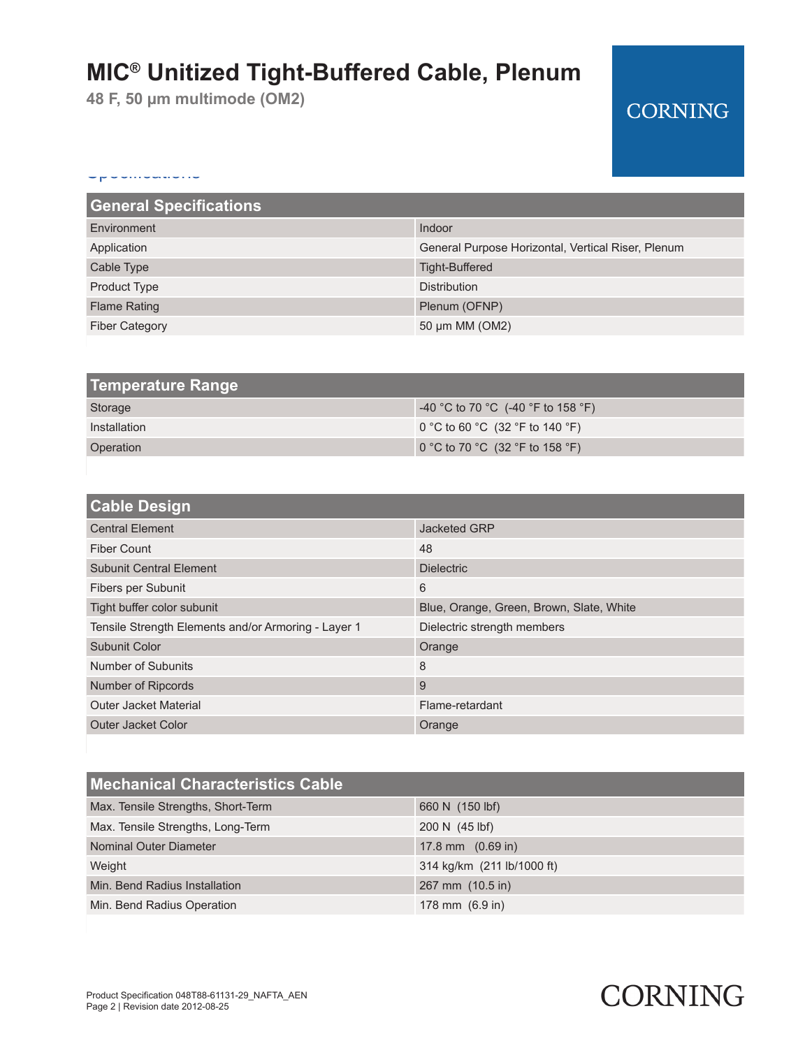# MIC® Unitized Tight-Buffered Cable, Plenum

**48 F, 50 µm multimode (OM2)**

| General Specifications | |
|---|---|
| Environment | Indoor |
| Application | General Purpose Horizontal, Vertical Riser, Plenum |
| Cable Type | Tight-Buffered |
| Product Type | Distribution |
| Flame Rating | Plenum (OFNP) |
| Fiber Category | 50 µm MM (OM2) |

| Temperature Range | |
|---|---|
| Storage | -40 °C to 70 °C (-40 °F to 158 °F) |
| Installation | 0 °C to 60 °C (32 °F to 140 °F) |
| Operation | 0 °C to 70 °C (32 °F to 158 °F) |

| Cable Design | |
|---|---|
| Central Element | Jacketed GRP |
| Fiber Count | 48 |
| Subunit Central Element | Dielectric |
| Fibers per Subunit | 6 |
| Tight buffer color subunit | Blue, Orange, Green, Brown, Slate, White |
| Tensile Strength Elements and/or Armoring - Layer 1 | Dielectric strength members |
| Subunit Color | Orange |
| Number of Subunits | 8 |
| Number of Ripcords | 9 |
| Outer Jacket Material | Flame-retardant |
| Outer Jacket Color | Orange |

| Mechanical Characteristics Cable | |
|---|---|
| Max. Tensile Strengths, Short-Term | 660 N (150 lbf) |
| Max. Tensile Strengths, Long-Term | 200 N (45 lbf) |
| Nominal Outer Diameter | 17.8 mm (0.69 in) |
| Weight | 314 kg/km (211 lb/1000 ft) |
| Min. Bend Radius Installation | 267 mm (10.5 in) |
| Min. Bend Radius Operation | 178 mm (6.9 in) |

Product Specification 048T88-61131-29_NAFTA_AEN
Revision date 2012-08-25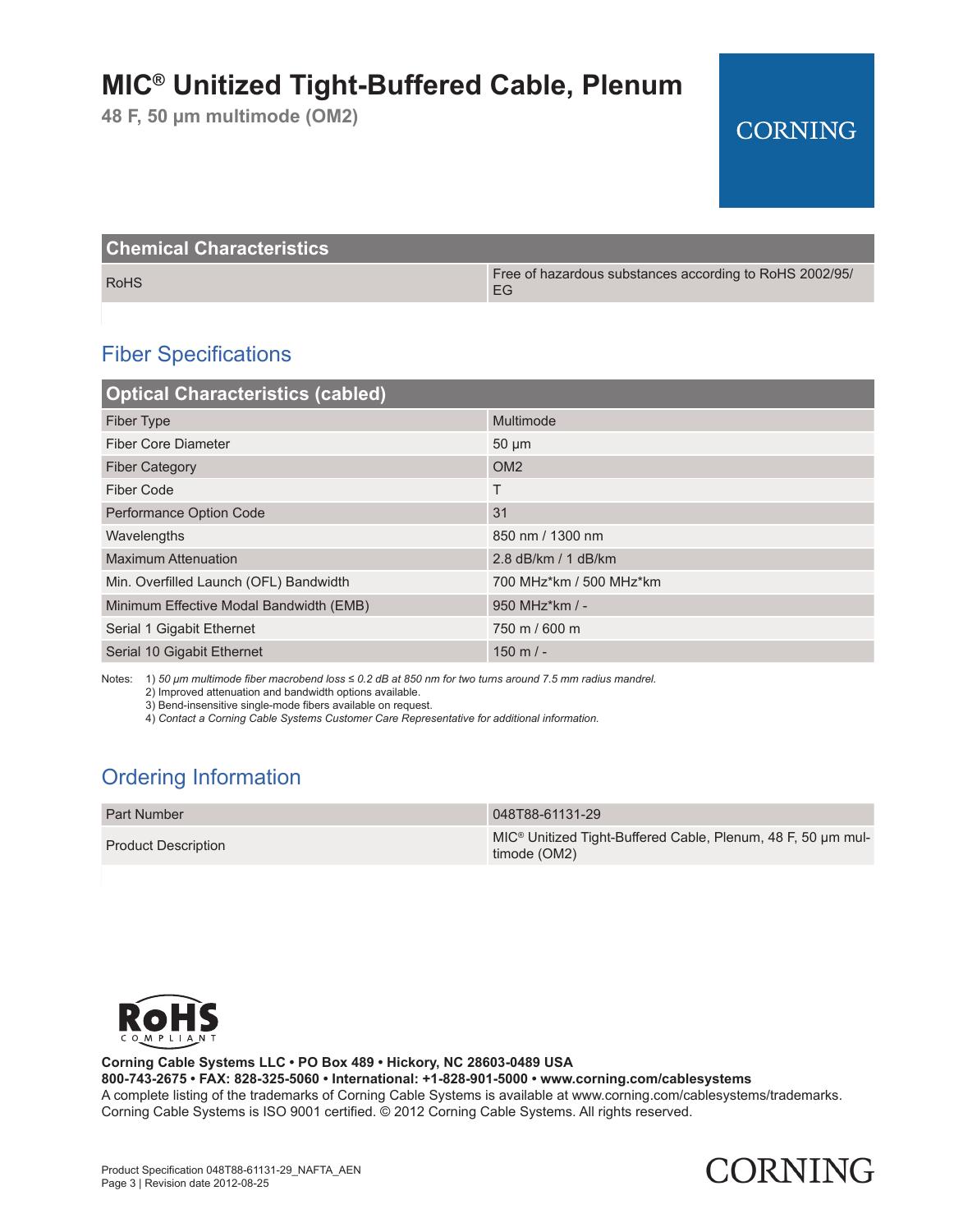# MIC® Unitized Tight-Buffered Cable, Plenum

**48 F, 50 µm multimode (OM2)**

CORNING

| Chemical Characteristics | |
|---|---|
| RoHS | Free of hazardous substances according to RoHS 2002/95/EG |

## Fiber Specifications

| Optical Characteristics (cabled) | |
|---|---|
| Fiber Type | Multimode |
| Fiber Core Diameter | 50 µm |
| Fiber Category | OM2 |
| Fiber Code | T |
| Performance Option Code | 31 |
| Wavelengths | 850 nm / 1300 nm |
| Maximum Attenuation | 2.8 dB/km / 1 dB/km |
| Min. Overfilled Launch (OFL) Bandwidth | 700 MHz*km / 500 MHz*km |
| Minimum Effective Modal Bandwidth (EMB) | 950 MHz*km / - |
| Serial 1 Gigabit Ethernet | 750 m / 600 m |
| Serial 10 Gigabit Ethernet | 150 m / - |

Notes:
1) *50 µm multimode fiber macrobend loss ≤ 0.2 dB at 850 nm for two turns around 7.5 mm radius mandrel.*
2) Improved attenuation and bandwidth options available.
3) Bend-insensitive single-mode fibers available on request.
4) *Contact a Corning Cable Systems Customer Care Representative for additional information.*

## Ordering Information

| | |
|---|---|
| Part Number | 048T88-61131-29 |
| Product Description | MIC® Unitized Tight-Buffered Cable, Plenum, 48 F, 50 µm multimode (OM2) |

RoHS COMPLIANT

**Corning Cable Systems LLC • PO Box 489 • Hickory, NC 28603-0489 USA**
**800-743-2675 • FAX: 828-325-5060 • International: +1-828-901-5000 • www.corning.com/cablesystems**
A complete listing of the trademarks of Corning Cable Systems is available at www.corning.com/cablesystems/trademarks.
Corning Cable Systems is ISO 9001 certified. © 2012 Corning Cable Systems. All rights reserved.

Product Specification 048T88-61131-29_NAFTA_AEN
Revision date 2012-08-25

CORNING